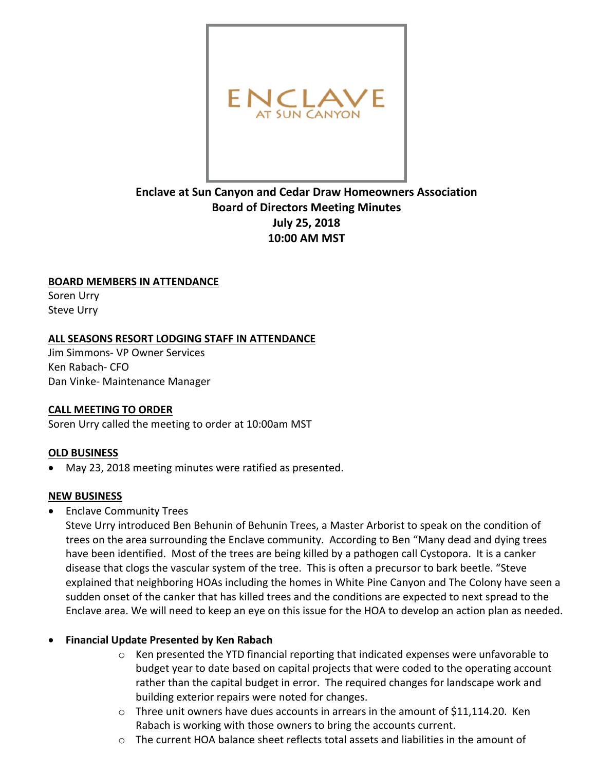ENCLAVE
AT SUN CANYON

**Enclave at Sun Canyon and Cedar Draw Homeowners Association**
**Board of Directors Meeting Minutes**
**July 25, 2018**
**10:00 AM MST**

**BOARD MEMBERS IN ATTENDANCE**

Soren Urry
Steve Urry

**ALL SEASONS RESORT LODGING STAFF IN ATTENDANCE**

Jim Simmons- VP Owner Services
Ken Rabach- CFO
Dan Vinke- Maintenance Manager

**CALL MEETING TO ORDER**

Soren Urry called the meeting to order at 10:00am MST

**OLD BUSINESS**

- May 23, 2018 meeting minutes were ratified as presented.

**NEW BUSINESS**

- Enclave Community Trees
  Steve Urry introduced Ben Behunin of Behunin Trees, a Master Arborist to speak on the condition of trees on the area surrounding the Enclave community. According to Ben "Many dead and dying trees have been identified. Most of the trees are being killed by a pathogen call Cystopora. It is a canker disease that clogs the vascular system of the tree. This is often a precursor to bark beetle. "Steve explained that neighboring HOAs including the homes in White Pine Canyon and The Colony have seen a sudden onset of the canker that has killed trees and the conditions are expected to next spread to the Enclave area. We will need to keep an eye on this issue for the HOA to develop an action plan as needed.

- **Financial Update Presented by Ken Rabach**
  - Ken presented the YTD financial reporting that indicated expenses were unfavorable to budget year to date based on capital projects that were coded to the operating account rather than the capital budget in error. The required changes for landscape work and building exterior repairs were noted for changes.
  - Three unit owners have dues accounts in arrears in the amount of $11,114.20. Ken Rabach is working with those owners to bring the accounts current.
  - The current HOA balance sheet reflects total assets and liabilities in the amount of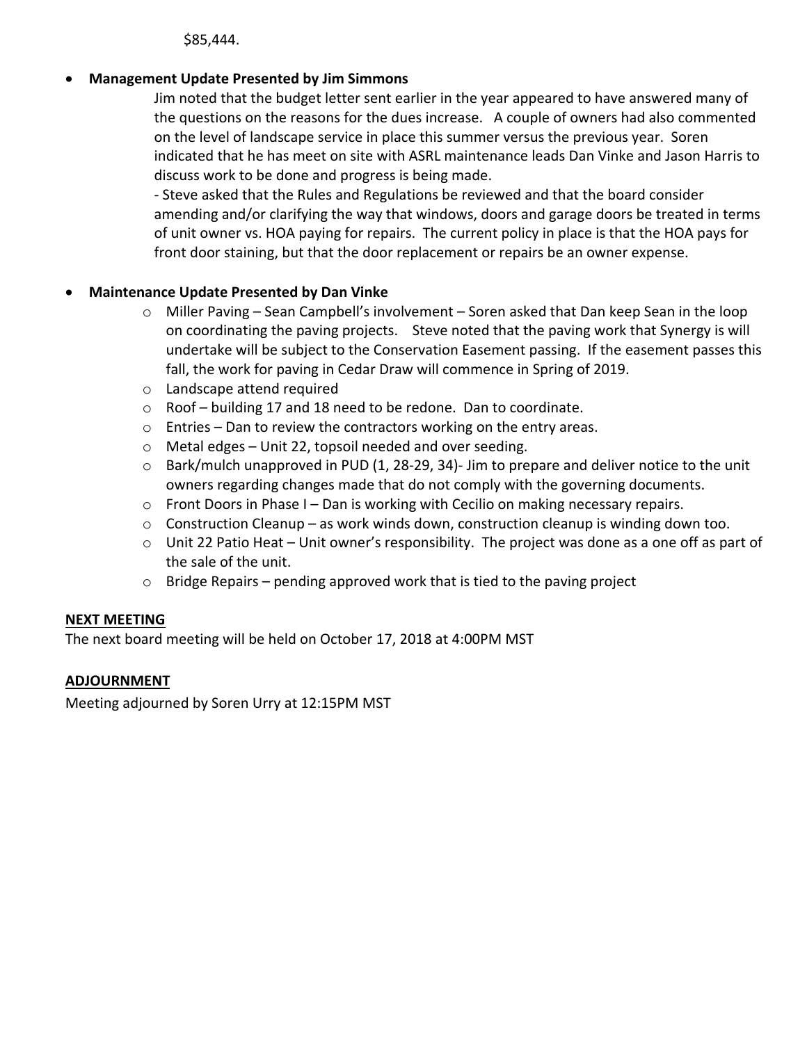$85,444.

- **Management Update Presented by Jim Simmons**

  Jim noted that the budget letter sent earlier in the year appeared to have answered many of the questions on the reasons for the dues increase. A couple of owners had also commented on the level of landscape service in place this summer versus the previous year. Soren indicated that he has meet on site with ASRL maintenance leads Dan Vinke and Jason Harris to discuss work to be done and progress is being made.

  - Steve asked that the Rules and Regulations be reviewed and that the board consider amending and/or clarifying the way that windows, doors and garage doors be treated in terms of unit owner vs. HOA paying for repairs. The current policy in place is that the HOA pays for front door staining, but that the door replacement or repairs be an owner expense.

- **Maintenance Update Presented by Dan Vinke**
  - Miller Paving – Sean Campbell's involvement – Soren asked that Dan keep Sean in the loop on coordinating the paving projects. Steve noted that the paving work that Synergy is will undertake will be subject to the Conservation Easement passing. If the easement passes this fall, the work for paving in Cedar Draw will commence in Spring of 2019.
  - Landscape attend required
  - Roof – building 17 and 18 need to be redone. Dan to coordinate.
  - Entries – Dan to review the contractors working on the entry areas.
  - Metal edges – Unit 22, topsoil needed and over seeding.
  - Bark/mulch unapproved in PUD (1, 28-29, 34)- Jim to prepare and deliver notice to the unit owners regarding changes made that do not comply with the governing documents.
  - Front Doors in Phase I – Dan is working with Cecilio on making necessary repairs.
  - Construction Cleanup – as work winds down, construction cleanup is winding down too.
  - Unit 22 Patio Heat – Unit owner's responsibility. The project was done as a one off as part of the sale of the unit.
  - Bridge Repairs – pending approved work that is tied to the paving project

**<u>NEXT MEETING</u>**

The next board meeting will be held on October 17, 2018 at 4:00PM MST

**<u>ADJOURNMENT</u>**

Meeting adjourned by Soren Urry at 12:15PM MST